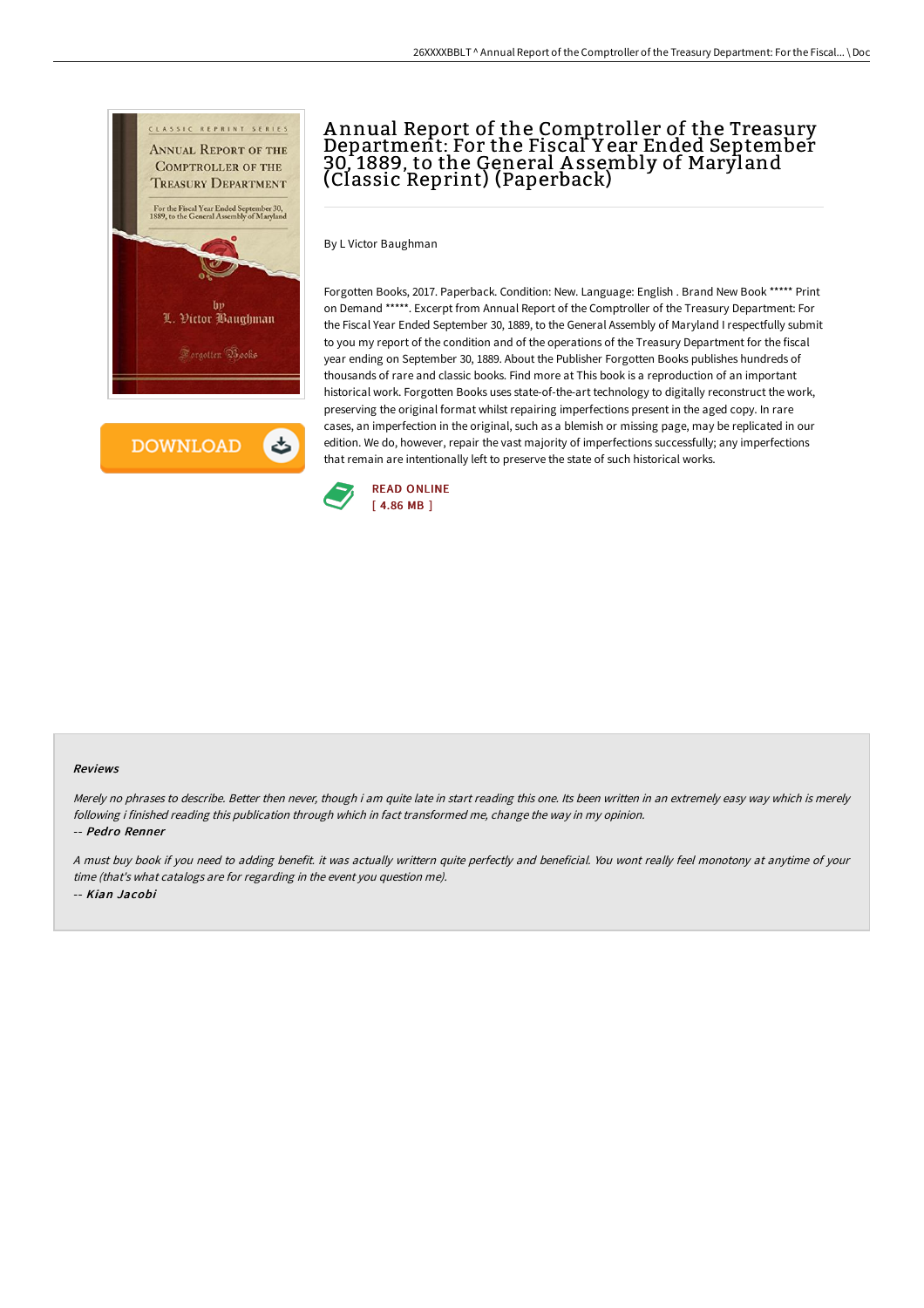# Annual Report of the Comptroller of the Treasury Department: For the Fiscal Year Ended September 30, 1889, to the General Assembly of Maryland (Classic Reprint) (Paperback)

By L Victor Baughman

Forgotten Books, 2017. Paperback. Condition: New. Language: English . Brand New Book ***** Print on Demand *****. Excerpt from Annual Report of the Comptroller of the Treasury Department: For the Fiscal Year Ended September 30, 1889, to the General Assembly of Maryland I respectfully submit to you my report of the condition and of the operations of the Treasury Department for the fiscal year ending on September 30, 1889. About the Publisher Forgotten Books publishes hundreds of thousands of rare and classic books. Find more at This book is a reproduction of an important historical work. Forgotten Books uses state-of-the-art technology to digitally reconstruct the work, preserving the original format whilst repairing imperfections present in the aged copy. In rare cases, an imperfection in the original, such as a blemish or missing page, may be replicated in our edition. We do, however, repair the vast majority of imperfections successfully; any imperfections that remain are intentionally left to preserve the state of such historical works.

READ ONLINE
[ 4.86 MB ]

#### Reviews

*Merely no phrases to describe. Better then never, though i am quite late in start reading this one. Its been written in an extremely easy way which is merely following i finished reading this publication through which in fact transformed me, change the way in my opinion.*

-- ***Pedro Renner***

*A must buy book if you need to adding benefit. it was actually writtern quite perfectly and beneficial. You wont really feel monotony at anytime of your time (that's what catalogs are for regarding in the event you question me).*

-- ***Kian Jacobi***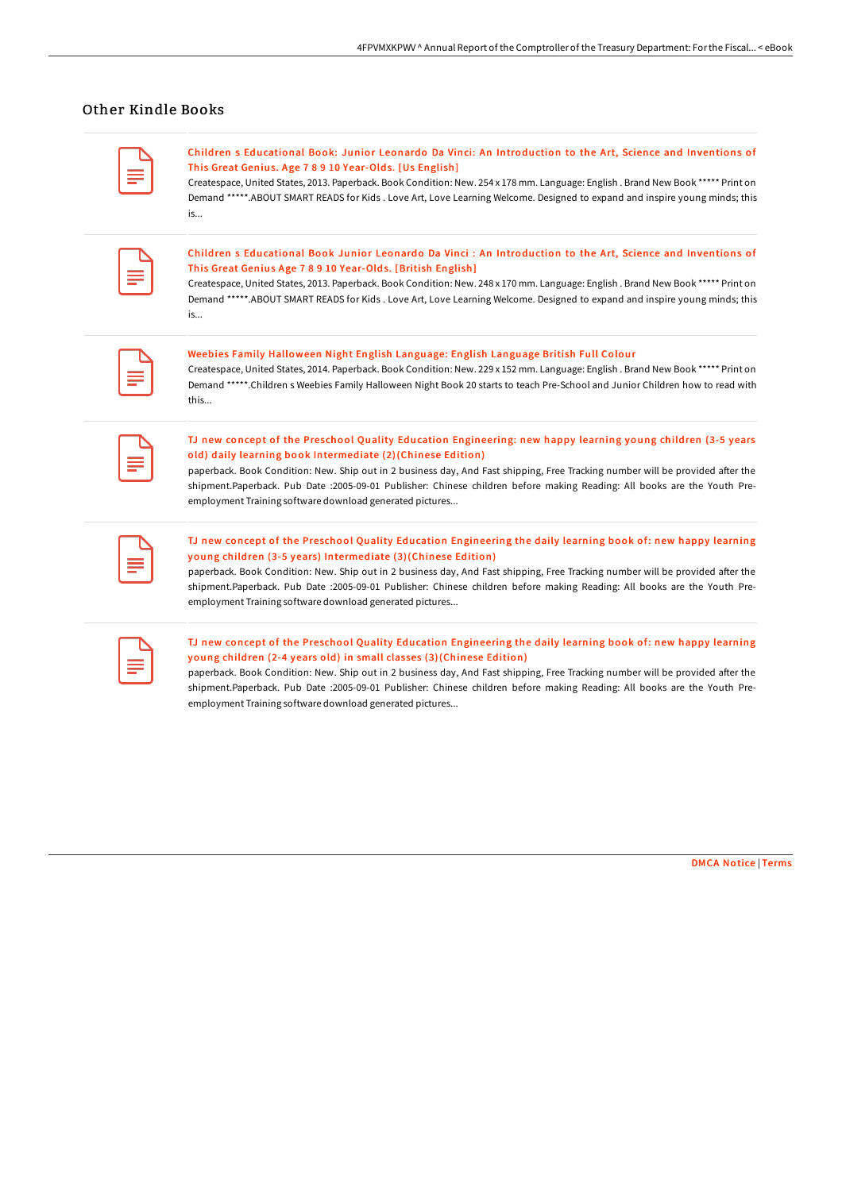## Other Kindle Books

**Children s Educational Book: Junior Leonardo Da Vinci: An Introduction to the Art, Science and Inventions of This Great Genius. Age 7 8 9 10 Year-Olds. [Us English]**

Createspace, United States, 2013. Paperback. Book Condition: New. 254 x 178 mm. Language: English . Brand New Book ***** Print on Demand *****.ABOUT SMART READS for Kids . Love Art, Love Learning Welcome. Designed to expand and inspire young minds; this is...

**Children s Educational Book Junior Leonardo Da Vinci : An Introduction to the Art, Science and Inventions of This Great Genius Age 7 8 9 10 Year-Olds. [British English]**

Createspace, United States, 2013. Paperback. Book Condition: New. 248 x 170 mm. Language: English . Brand New Book ***** Print on Demand *****.ABOUT SMART READS for Kids . Love Art, Love Learning Welcome. Designed to expand and inspire young minds; this is...

**Weebies Family Halloween Night English Language: English Language British Full Colour**

Createspace, United States, 2014. Paperback. Book Condition: New. 229 x 152 mm. Language: English . Brand New Book ***** Print on Demand *****.Children s Weebies Family Halloween Night Book 20 starts to teach Pre-School and Junior Children how to read with this...

**TJ new concept of the Preschool Quality Education Engineering: new happy learning young children (3-5 years old) daily learning book Intermediate (2)(Chinese Edition)**

paperback. Book Condition: New. Ship out in 2 business day, And Fast shipping, Free Tracking number will be provided after the shipment.Paperback. Pub Date :2005-09-01 Publisher: Chinese children before making Reading: All books are the Youth Pre-employment Training software download generated pictures...

**TJ new concept of the Preschool Quality Education Engineering the daily learning book of: new happy learning young children (3-5 years) Intermediate (3)(Chinese Edition)**

paperback. Book Condition: New. Ship out in 2 business day, And Fast shipping, Free Tracking number will be provided after the shipment.Paperback. Pub Date :2005-09-01 Publisher: Chinese children before making Reading: All books are the Youth Pre-employment Training software download generated pictures...

**TJ new concept of the Preschool Quality Education Engineering the daily learning book of: new happy learning young children (2-4 years old) in small classes (3)(Chinese Edition)**

paperback. Book Condition: New. Ship out in 2 business day, And Fast shipping, Free Tracking number will be provided after the shipment.Paperback. Pub Date :2005-09-01 Publisher: Chinese children before making Reading: All books are the Youth Pre-employment Training software download generated pictures...

DMCA Notice | Terms